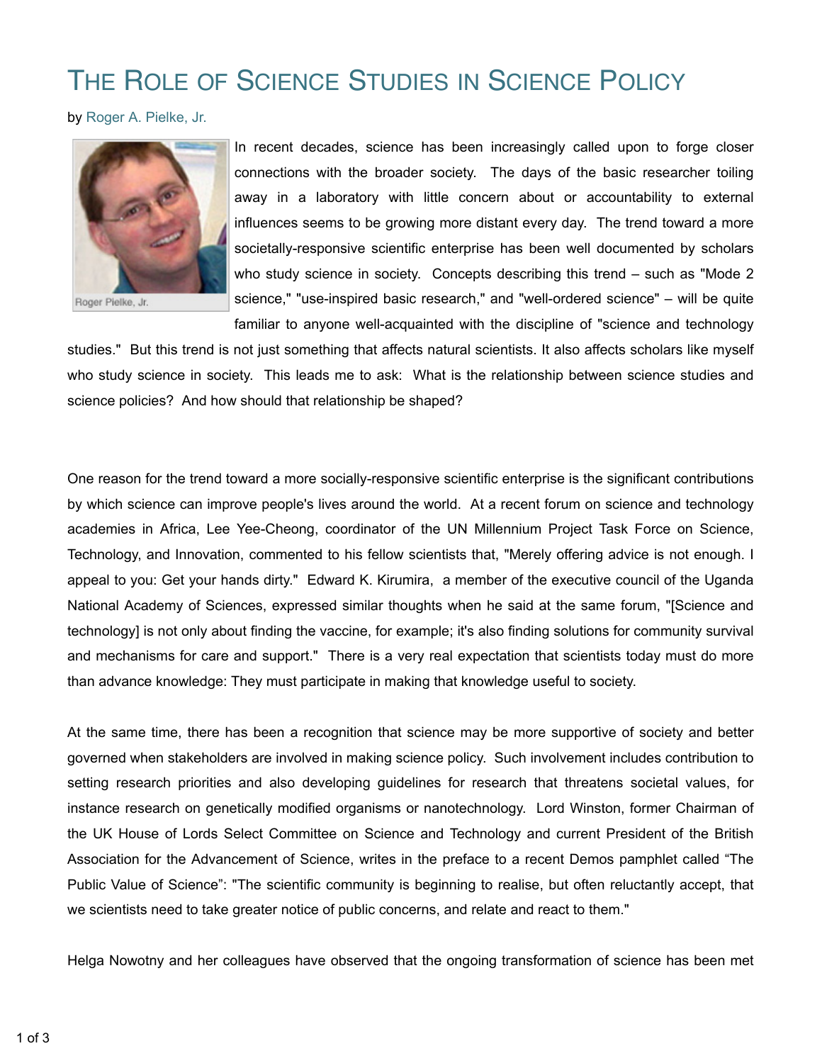# The Role of Science Studies in Science Policy

by Roger A. Pielke, Jr.

Roger Pielke, Jr.

In recent decades, science has been increasingly called upon to forge closer connections with the broader society. The days of the basic researcher toiling away in a laboratory with little concern about or accountability to external influences seems to be growing more distant every day. The trend toward a more societally-responsive scientific enterprise has been well documented by scholars who study science in society. Concepts describing this trend – such as "Mode 2 science," "use-inspired basic research," and "well-ordered science" – will be quite familiar to anyone well-acquainted with the discipline of "science and technology studies." But this trend is not just something that affects natural scientists. It also affects scholars like myself who study science in society. This leads me to ask: What is the relationship between science studies and science policies? And how should that relationship be shaped?

One reason for the trend toward a more socially-responsive scientific enterprise is the significant contributions by which science can improve people's lives around the world. At a recent forum on science and technology academies in Africa, Lee Yee-Cheong, coordinator of the UN Millennium Project Task Force on Science, Technology, and Innovation, commented to his fellow scientists that, "Merely offering advice is not enough. I appeal to you: Get your hands dirty." Edward K. Kirumira, a member of the executive council of the Uganda National Academy of Sciences, expressed similar thoughts when he said at the same forum, "[Science and technology] is not only about finding the vaccine, for example; it's also finding solutions for community survival and mechanisms for care and support." There is a very real expectation that scientists today must do more than advance knowledge: They must participate in making that knowledge useful to society.

At the same time, there has been a recognition that science may be more supportive of society and better governed when stakeholders are involved in making science policy. Such involvement includes contribution to setting research priorities and also developing guidelines for research that threatens societal values, for instance research on genetically modified organisms or nanotechnology. Lord Winston, former Chairman of the UK House of Lords Select Committee on Science and Technology and current President of the British Association for the Advancement of Science, writes in the preface to a recent Demos pamphlet called "The Public Value of Science": "The scientific community is beginning to realise, but often reluctantly accept, that we scientists need to take greater notice of public concerns, and relate and react to them."

Helga Nowotny and her colleagues have observed that the ongoing transformation of science has been met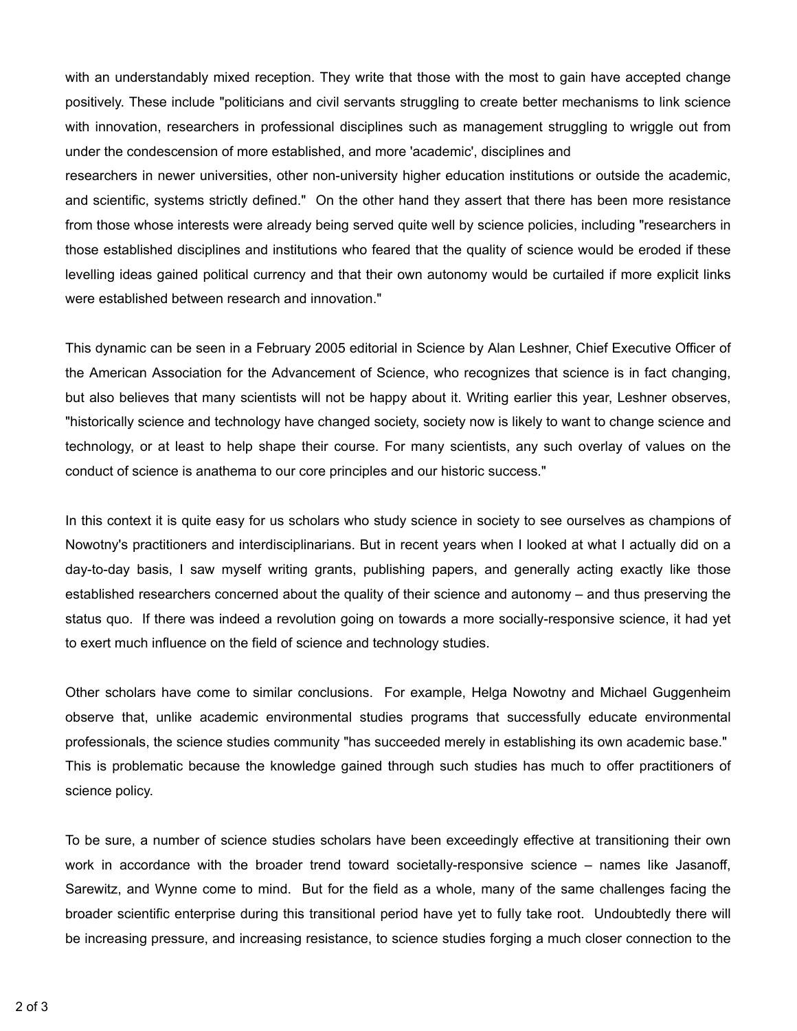with an understandably mixed reception. They write that those with the most to gain have accepted change positively. These include "politicians and civil servants struggling to create better mechanisms to link science with innovation, researchers in professional disciplines such as management struggling to wriggle out from under the condescension of more established, and more 'academic', disciplines and researchers in newer universities, other non-university higher education institutions or outside the academic, and scientific, systems strictly defined." On the other hand they assert that there has been more resistance from those whose interests were already being served quite well by science policies, including "researchers in those established disciplines and institutions who feared that the quality of science would be eroded if these levelling ideas gained political currency and that their own autonomy would be curtailed if more explicit links were established between research and innovation."

This dynamic can be seen in a February 2005 editorial in Science by Alan Leshner, Chief Executive Officer of the American Association for the Advancement of Science, who recognizes that science is in fact changing, but also believes that many scientists will not be happy about it. Writing earlier this year, Leshner observes, "historically science and technology have changed society, society now is likely to want to change science and technology, or at least to help shape their course. For many scientists, any such overlay of values on the conduct of science is anathema to our core principles and our historic success."

In this context it is quite easy for us scholars who study science in society to see ourselves as champions of Nowotny's practitioners and interdisciplinarians. But in recent years when I looked at what I actually did on a day-to-day basis, I saw myself writing grants, publishing papers, and generally acting exactly like those established researchers concerned about the quality of their science and autonomy – and thus preserving the status quo. If there was indeed a revolution going on towards a more socially-responsive science, it had yet to exert much influence on the field of science and technology studies.

Other scholars have come to similar conclusions. For example, Helga Nowotny and Michael Guggenheim observe that, unlike academic environmental studies programs that successfully educate environmental professionals, the science studies community "has succeeded merely in establishing its own academic base." This is problematic because the knowledge gained through such studies has much to offer practitioners of science policy.

To be sure, a number of science studies scholars have been exceedingly effective at transitioning their own work in accordance with the broader trend toward societally-responsive science – names like Jasanoff, Sarewitz, and Wynne come to mind. But for the field as a whole, many of the same challenges facing the broader scientific enterprise during this transitional period have yet to fully take root. Undoubtedly there will be increasing pressure, and increasing resistance, to science studies forging a much closer connection to the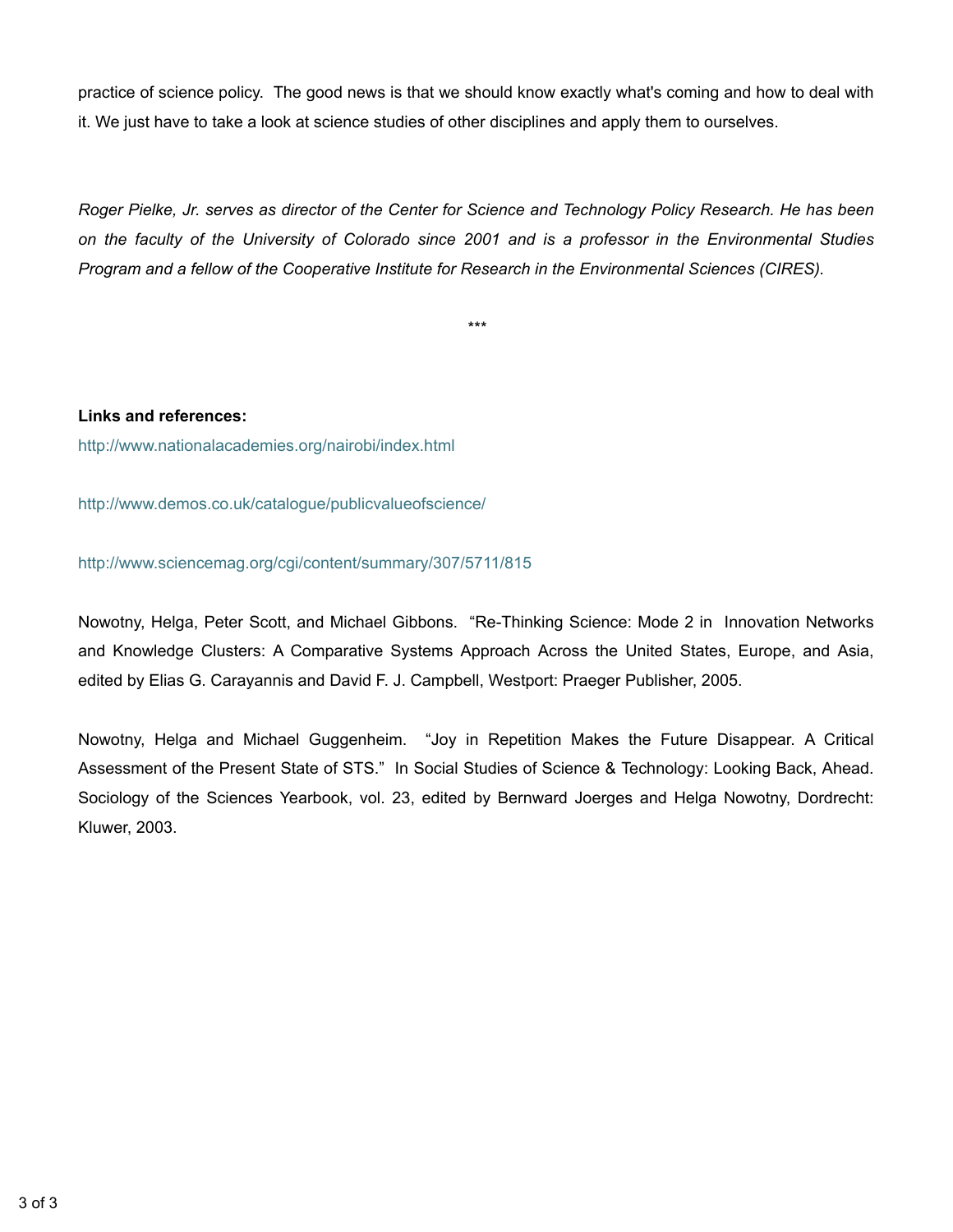practice of science policy. The good news is that we should know exactly what's coming and how to deal with it. We just have to take a look at science studies of other disciplines and apply them to ourselves.

*Roger Pielke, Jr. serves as director of the Center for Science and Technology Policy Research. He has been on the faculty of the University of Colorado since 2001 and is a professor in the Environmental Studies Program and a fellow of the Cooperative Institute for Research in the Environmental Sciences (CIRES).*

***

**Links and references:**

http://www.nationalacademies.org/nairobi/index.html

http://www.demos.co.uk/catalogue/publicvalueofscience/

http://www.sciencemag.org/cgi/content/summary/307/5711/815

Nowotny, Helga, Peter Scott, and Michael Gibbons. "Re-Thinking Science: Mode 2 in Innovation Networks and Knowledge Clusters: A Comparative Systems Approach Across the United States, Europe, and Asia, edited by Elias G. Carayannis and David F. J. Campbell, Westport: Praeger Publisher, 2005.

Nowotny, Helga and Michael Guggenheim. "Joy in Repetition Makes the Future Disappear. A Critical Assessment of the Present State of STS." In Social Studies of Science & Technology: Looking Back, Ahead. Sociology of the Sciences Yearbook, vol. 23, edited by Bernward Joerges and Helga Nowotny, Dordrecht: Kluwer, 2003.